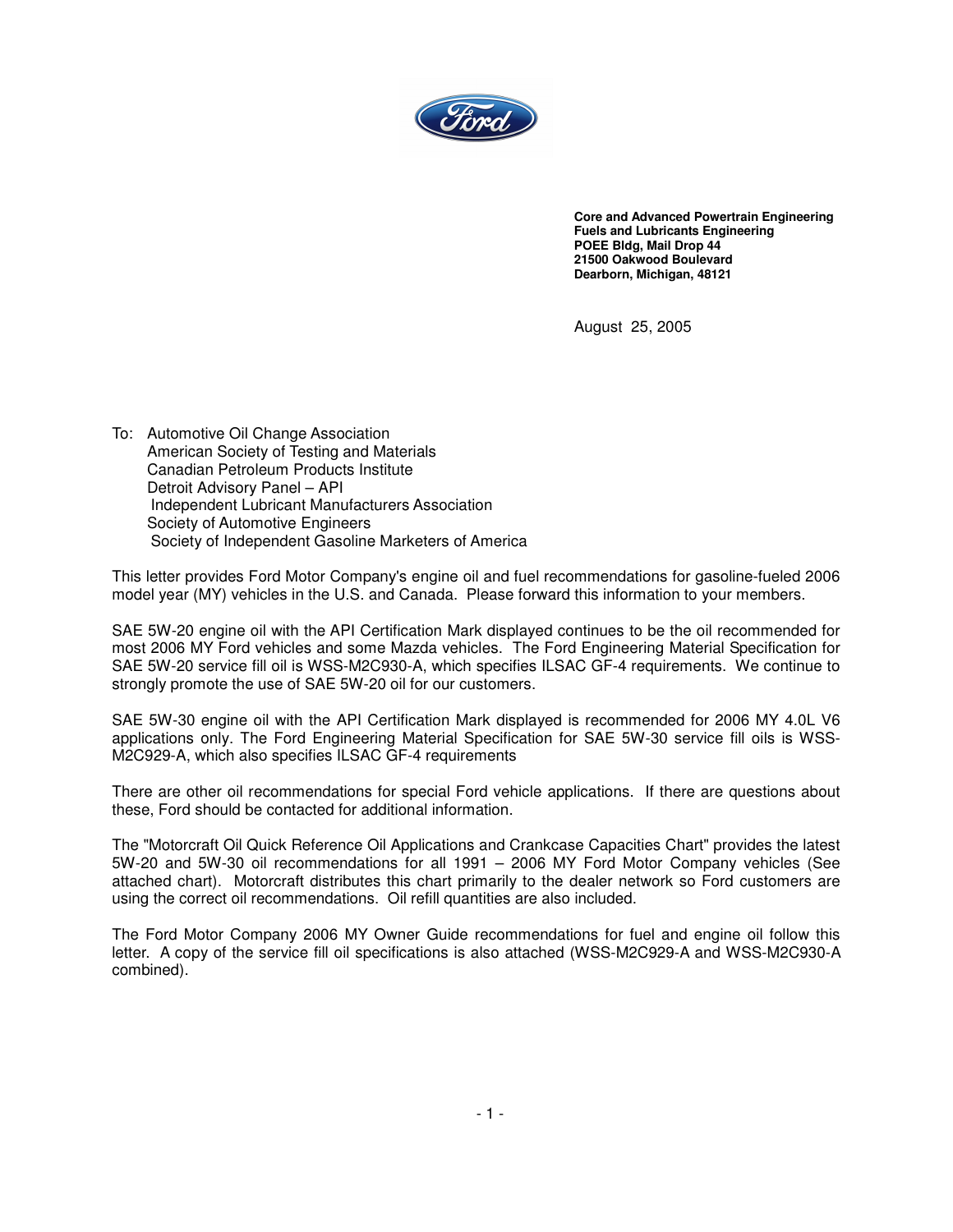**Core and Advanced Powertrain Engineering**
**Fuels and Lubricants Engineering**
**POEE Bldg, Mail Drop 44**
**21500 Oakwood Boulevard**
**Dearborn, Michigan, 48121**

August 25, 2005

To: Automotive Oil Change Association
American Society of Testing and Materials
Canadian Petroleum Products Institute
Detroit Advisory Panel – API
Independent Lubricant Manufacturers Association
Society of Automotive Engineers
Society of Independent Gasoline Marketers of America

This letter provides Ford Motor Company's engine oil and fuel recommendations for gasoline-fueled 2006 model year (MY) vehicles in the U.S. and Canada. Please forward this information to your members.

SAE 5W-20 engine oil with the API Certification Mark displayed continues to be the oil recommended for most 2006 MY Ford vehicles and some Mazda vehicles. The Ford Engineering Material Specification for SAE 5W-20 service fill oil is WSS-M2C930-A, which specifies ILSAC GF-4 requirements. We continue to strongly promote the use of SAE 5W-20 oil for our customers.

SAE 5W-30 engine oil with the API Certification Mark displayed is recommended for 2006 MY 4.0L V6 applications only. The Ford Engineering Material Specification for SAE 5W-30 service fill oils is WSS-M2C929-A, which also specifies ILSAC GF-4 requirements

There are other oil recommendations for special Ford vehicle applications. If there are questions about these, Ford should be contacted for additional information.

The "Motorcraft Oil Quick Reference Oil Applications and Crankcase Capacities Chart" provides the latest 5W-20 and 5W-30 oil recommendations for all 1991 – 2006 MY Ford Motor Company vehicles (See attached chart). Motorcraft distributes this chart primarily to the dealer network so Ford customers are using the correct oil recommendations. Oil refill quantities are also included.

The Ford Motor Company 2006 MY Owner Guide recommendations for fuel and engine oil follow this letter. A copy of the service fill oil specifications is also attached (WSS-M2C929-A and WSS-M2C930-A combined).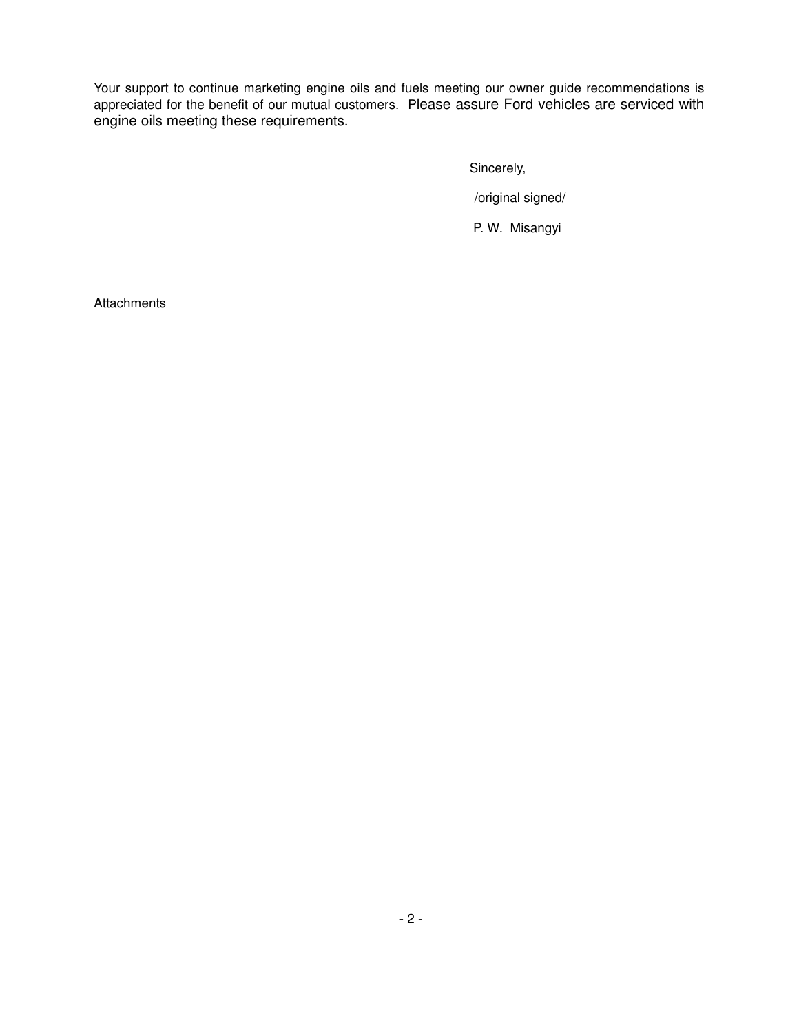Your support to continue marketing engine oils and fuels meeting our owner guide recommendations is appreciated for the benefit of our mutual customers. Please assure Ford vehicles are serviced with engine oils meeting these requirements.

Sincerely,

/original signed/

P. W. Misangyi

Attachments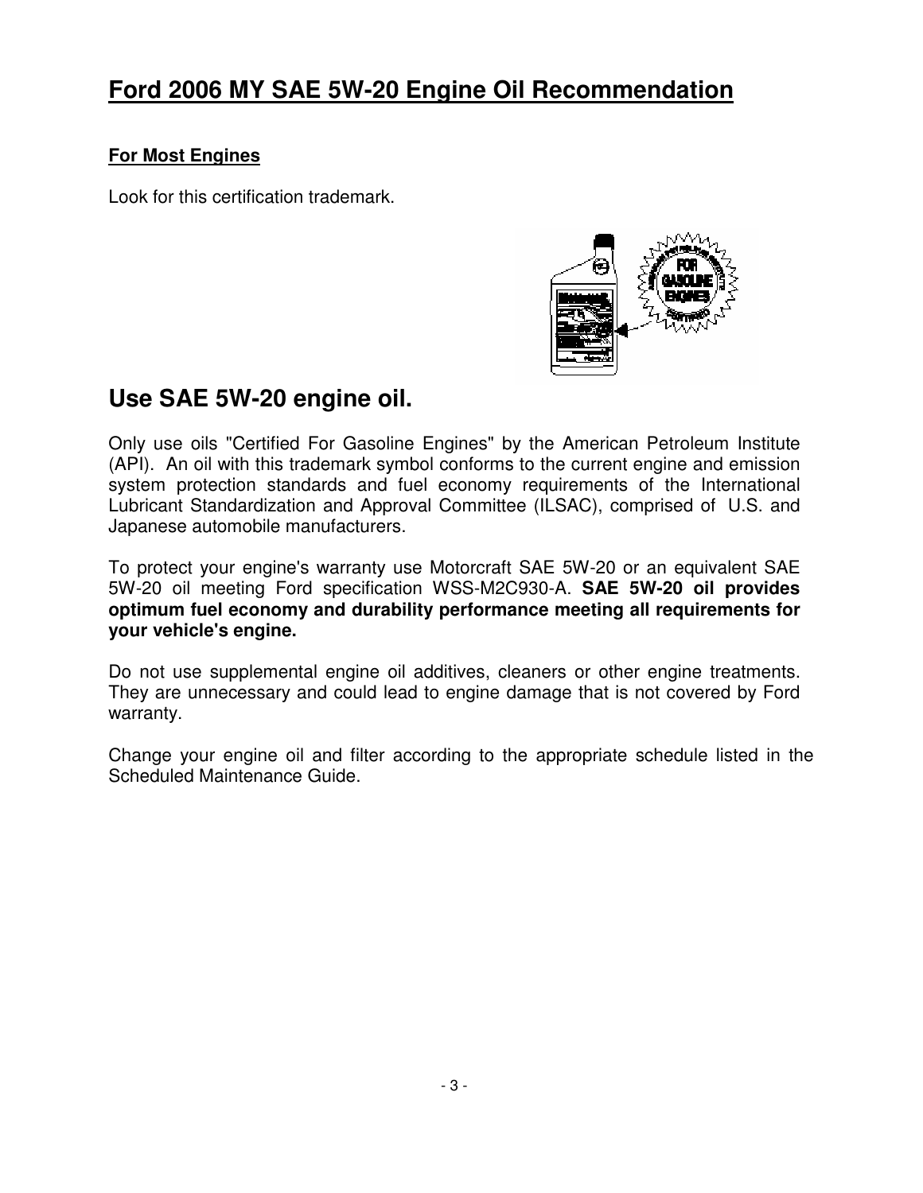# Ford 2006 MY SAE 5W-20 Engine Oil Recommendation

## For Most Engines

Look for this certification trademark.

## Use SAE 5W-20 engine oil.

Only use oils "Certified For Gasoline Engines" by the American Petroleum Institute (API). An oil with this trademark symbol conforms to the current engine and emission system protection standards and fuel economy requirements of the International Lubricant Standardization and Approval Committee (ILSAC), comprised of U.S. and Japanese automobile manufacturers.

To protect your engine's warranty use Motorcraft SAE 5W-20 or an equivalent SAE 5W-20 oil meeting Ford specification WSS-M2C930-A. **SAE 5W-20 oil provides optimum fuel economy and durability performance meeting all requirements for your vehicle's engine.**

Do not use supplemental engine oil additives, cleaners or other engine treatments. They are unnecessary and could lead to engine damage that is not covered by Ford warranty.

Change your engine oil and filter according to the appropriate schedule listed in the Scheduled Maintenance Guide.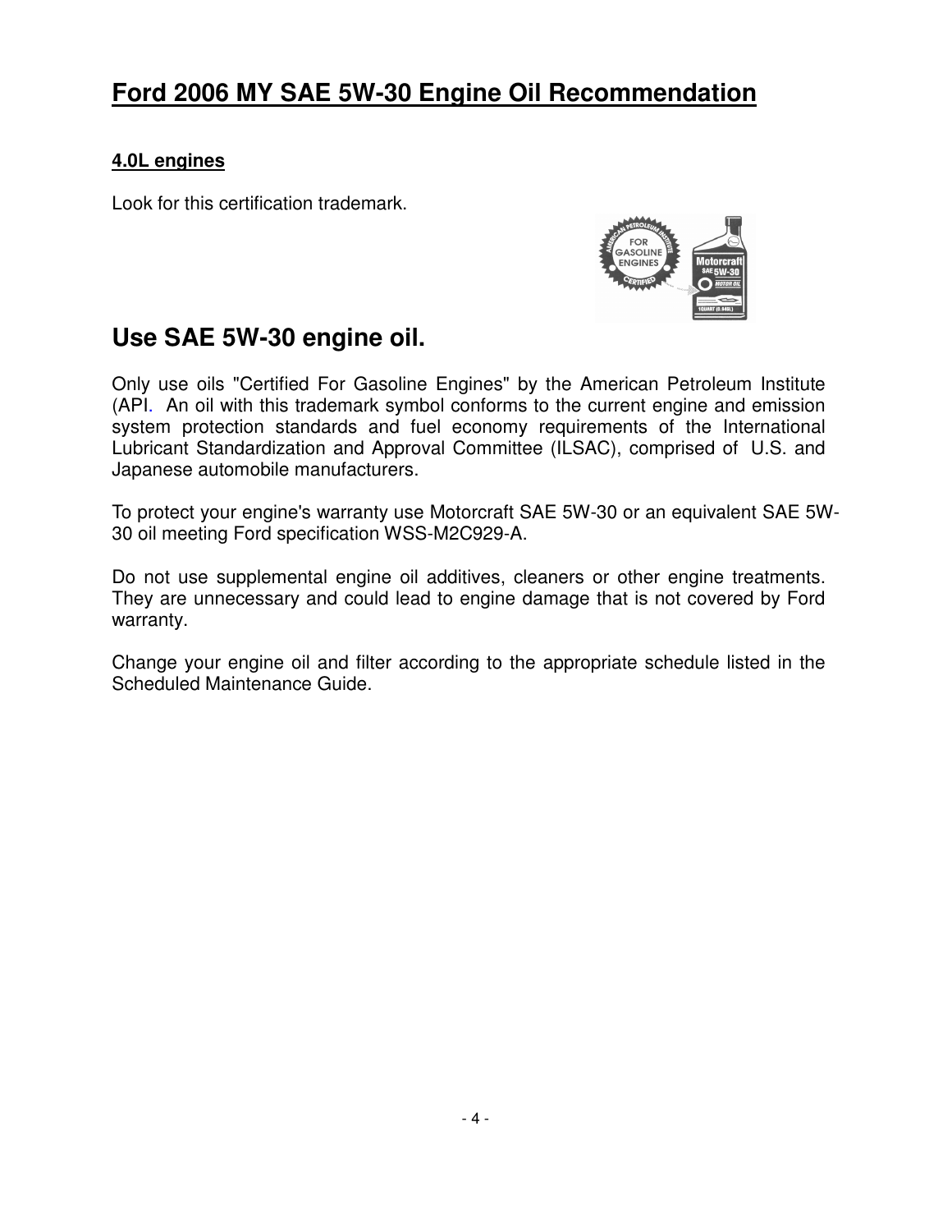# Ford 2006 MY SAE 5W-30 Engine Oil Recommendation

**4.0L engines**

Look for this certification trademark.

## Use SAE 5W-30 engine oil.

Only use oils "Certified For Gasoline Engines" by the American Petroleum Institute (API. An oil with this trademark symbol conforms to the current engine and emission system protection standards and fuel economy requirements of the International Lubricant Standardization and Approval Committee (ILSAC), comprised of U.S. and Japanese automobile manufacturers.

To protect your engine's warranty use Motorcraft SAE 5W-30 or an equivalent SAE 5W-30 oil meeting Ford specification WSS-M2C929-A.

Do not use supplemental engine oil additives, cleaners or other engine treatments. They are unnecessary and could lead to engine damage that is not covered by Ford warranty.

Change your engine oil and filter according to the appropriate schedule listed in the Scheduled Maintenance Guide.